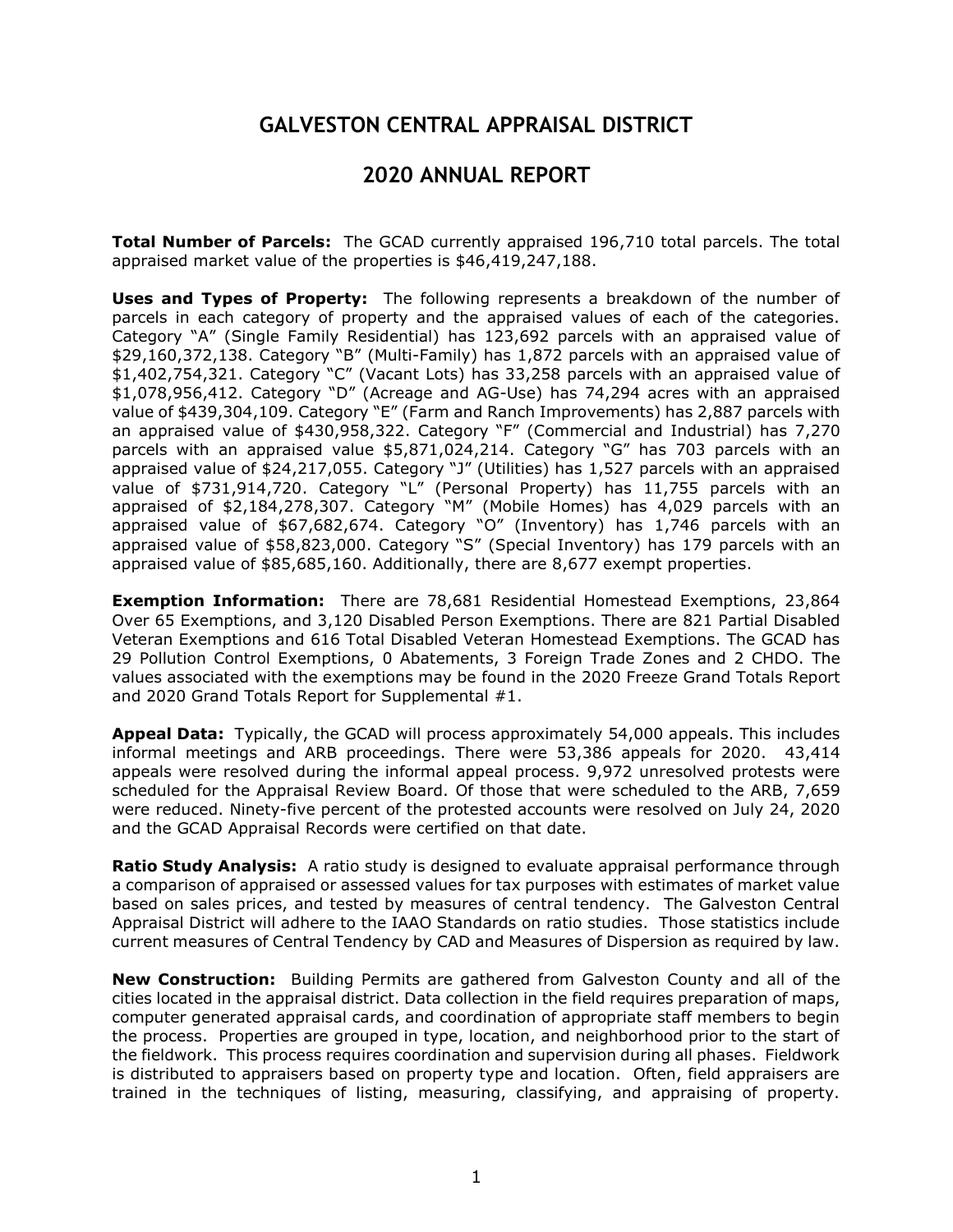# GALVESTON CENTRAL APPRAISAL DISTRICT

# 2020 ANNUAL REPORT

**Total Number of Parcels:** The GCAD currently appraised 196,710 total parcels. The total appraised market value of the properties is $46,419,247,188.

**Uses and Types of Property:** The following represents a breakdown of the number of parcels in each category of property and the appraised values of each of the categories. Category "A" (Single Family Residential) has 123,692 parcels with an appraised value of $29,160,372,138. Category "B" (Multi-Family) has 1,872 parcels with an appraised value of $1,402,754,321. Category "C" (Vacant Lots) has 33,258 parcels with an appraised value of $1,078,956,412. Category "D" (Acreage and AG-Use) has 74,294 acres with an appraised value of $439,304,109. Category "E" (Farm and Ranch Improvements) has 2,887 parcels with an appraised value of $430,958,322. Category "F" (Commercial and Industrial) has 7,270 parcels with an appraised value $5,871,024,214. Category "G" has 703 parcels with an appraised value of $24,217,055. Category "J" (Utilities) has 1,527 parcels with an appraised value of $731,914,720. Category "L" (Personal Property) has 11,755 parcels with an appraised of $2,184,278,307. Category "M" (Mobile Homes) has 4,029 parcels with an appraised value of $67,682,674. Category "O" (Inventory) has 1,746 parcels with an appraised value of $58,823,000. Category "S" (Special Inventory) has 179 parcels with an appraised value of $85,685,160. Additionally, there are 8,677 exempt properties.

**Exemption Information:** There are 78,681 Residential Homestead Exemptions, 23,864 Over 65 Exemptions, and 3,120 Disabled Person Exemptions. There are 821 Partial Disabled Veteran Exemptions and 616 Total Disabled Veteran Homestead Exemptions. The GCAD has 29 Pollution Control Exemptions, 0 Abatements, 3 Foreign Trade Zones and 2 CHDO. The values associated with the exemptions may be found in the 2020 Freeze Grand Totals Report and 2020 Grand Totals Report for Supplemental #1.

**Appeal Data:** Typically, the GCAD will process approximately 54,000 appeals. This includes informal meetings and ARB proceedings. There were 53,386 appeals for 2020. 43,414 appeals were resolved during the informal appeal process. 9,972 unresolved protests were scheduled for the Appraisal Review Board. Of those that were scheduled to the ARB, 7,659 were reduced. Ninety-five percent of the protested accounts were resolved on July 24, 2020 and the GCAD Appraisal Records were certified on that date.

**Ratio Study Analysis:** A ratio study is designed to evaluate appraisal performance through a comparison of appraised or assessed values for tax purposes with estimates of market value based on sales prices, and tested by measures of central tendency. The Galveston Central Appraisal District will adhere to the IAAO Standards on ratio studies. Those statistics include current measures of Central Tendency by CAD and Measures of Dispersion as required by law.

**New Construction:** Building Permits are gathered from Galveston County and all of the cities located in the appraisal district. Data collection in the field requires preparation of maps, computer generated appraisal cards, and coordination of appropriate staff members to begin the process. Properties are grouped in type, location, and neighborhood prior to the start of the fieldwork. This process requires coordination and supervision during all phases. Fieldwork is distributed to appraisers based on property type and location. Often, field appraisers are trained in the techniques of listing, measuring, classifying, and appraising of property.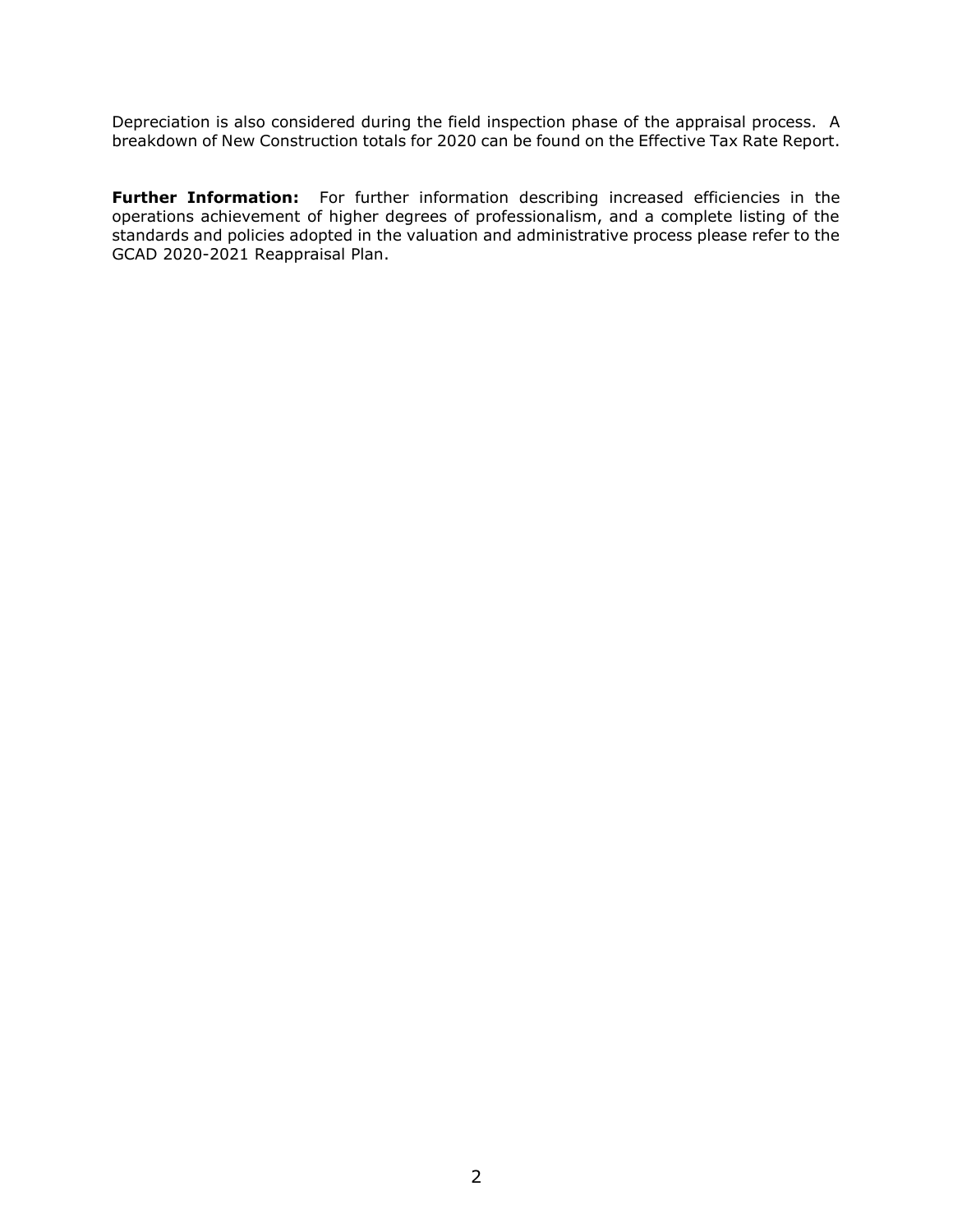Depreciation is also considered during the field inspection phase of the appraisal process. A breakdown of New Construction totals for 2020 can be found on the Effective Tax Rate Report.

**Further Information:** For further information describing increased efficiencies in the operations achievement of higher degrees of professionalism, and a complete listing of the standards and policies adopted in the valuation and administrative process please refer to the GCAD 2020-2021 Reappraisal Plan.